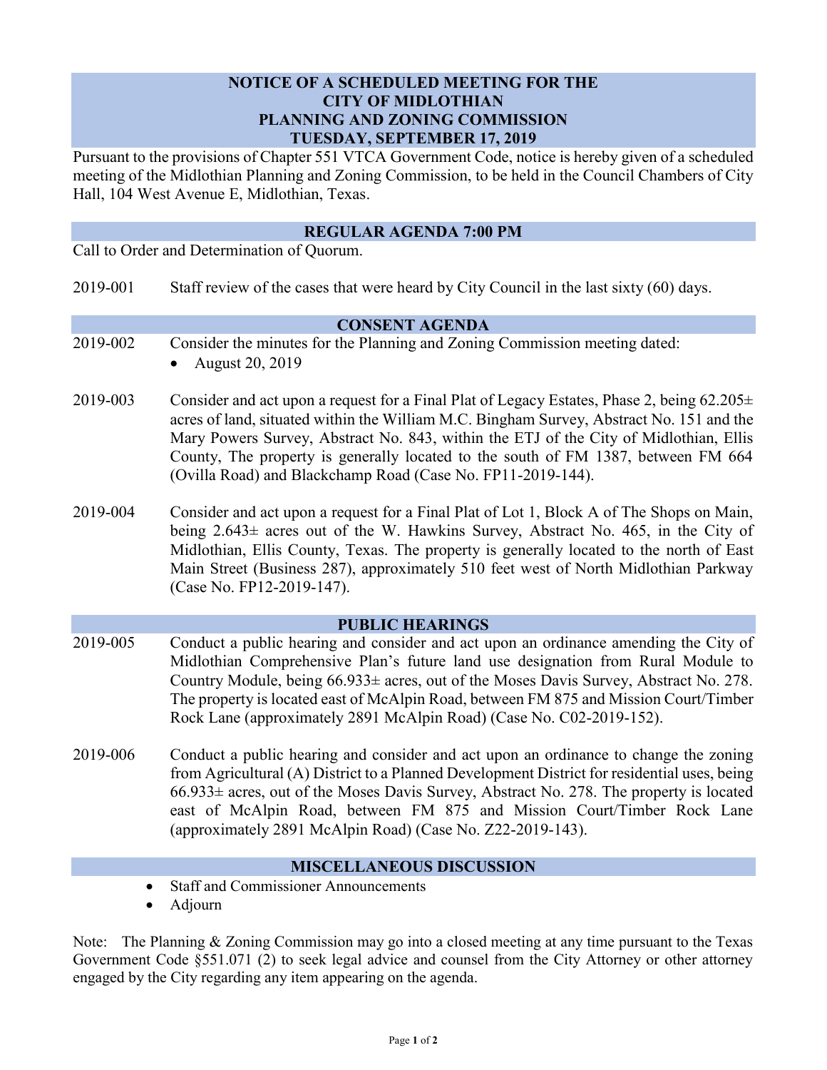# NOTICE OF A SCHEDULED MEETING FOR THE CITY OF MIDLOTHIAN PLANNING AND ZONING COMMISSION TUESDAY, SEPTEMBER 17, 2019

Pursuant to the provisions of Chapter 551 VTCA Government Code, notice is hereby given of a scheduled meeting of the Midlothian Planning and Zoning Commission, to be held in the Council Chambers of City Hall, 104 West Avenue E, Midlothian, Texas.

## REGULAR AGENDA 7:00 PM

Call to Order and Determination of Quorum.

2019-001 Staff review of the cases that were heard by City Council in the last sixty (60) days.

## CONSENT AGENDA

2019-002 Consider the minutes for the Planning and Zoning Commission meeting dated:

- August 20, 2019

2019-003 Consider and act upon a request for a Final Plat of Legacy Estates, Phase 2, being 62.205± acres of land, situated within the William M.C. Bingham Survey, Abstract No. 151 and the Mary Powers Survey, Abstract No. 843, within the ETJ of the City of Midlothian, Ellis County, The property is generally located to the south of FM 1387, between FM 664 (Ovilla Road) and Blackchamp Road (Case No. FP11-2019-144).

2019-004 Consider and act upon a request for a Final Plat of Lot 1, Block A of The Shops on Main, being 2.643± acres out of the W. Hawkins Survey, Abstract No. 465, in the City of Midlothian, Ellis County, Texas. The property is generally located to the north of East Main Street (Business 287), approximately 510 feet west of North Midlothian Parkway (Case No. FP12-2019-147).

## PUBLIC HEARINGS

2019-005 Conduct a public hearing and consider and act upon an ordinance amending the City of Midlothian Comprehensive Plan's future land use designation from Rural Module to Country Module, being 66.933± acres, out of the Moses Davis Survey, Abstract No. 278. The property is located east of McAlpin Road, between FM 875 and Mission Court/Timber Rock Lane (approximately 2891 McAlpin Road) (Case No. C02-2019-152).

2019-006 Conduct a public hearing and consider and act upon an ordinance to change the zoning from Agricultural (A) District to a Planned Development District for residential uses, being 66.933± acres, out of the Moses Davis Survey, Abstract No. 278. The property is located east of McAlpin Road, between FM 875 and Mission Court/Timber Rock Lane (approximately 2891 McAlpin Road) (Case No. Z22-2019-143).

## MISCELLANEOUS DISCUSSION

- Staff and Commissioner Announcements
- Adjourn

Note: The Planning & Zoning Commission may go into a closed meeting at any time pursuant to the Texas Government Code §551.071 (2) to seek legal advice and counsel from the City Attorney or other attorney engaged by the City regarding any item appearing on the agenda.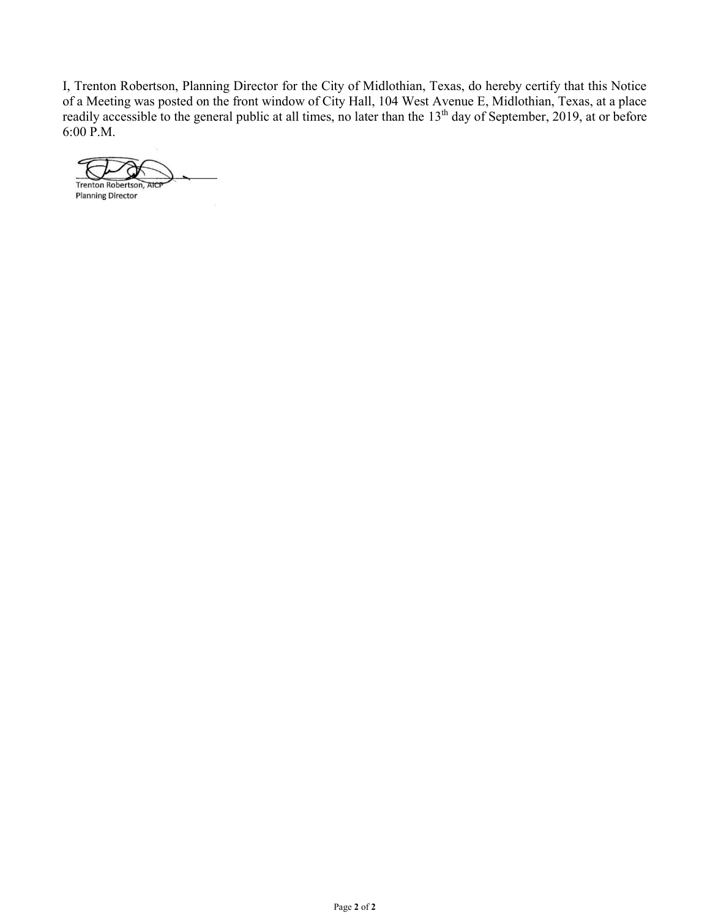I, Trenton Robertson, Planning Director for the City of Midlothian, Texas, do hereby certify that this Notice of a Meeting was posted on the front window of City Hall, 104 West Avenue E, Midlothian, Texas, at a place readily accessible to the general public at all times, no later than the 13th day of September, 2019, at or before 6:00 P.M.

Trenton Robertson, AICP
Planning Director